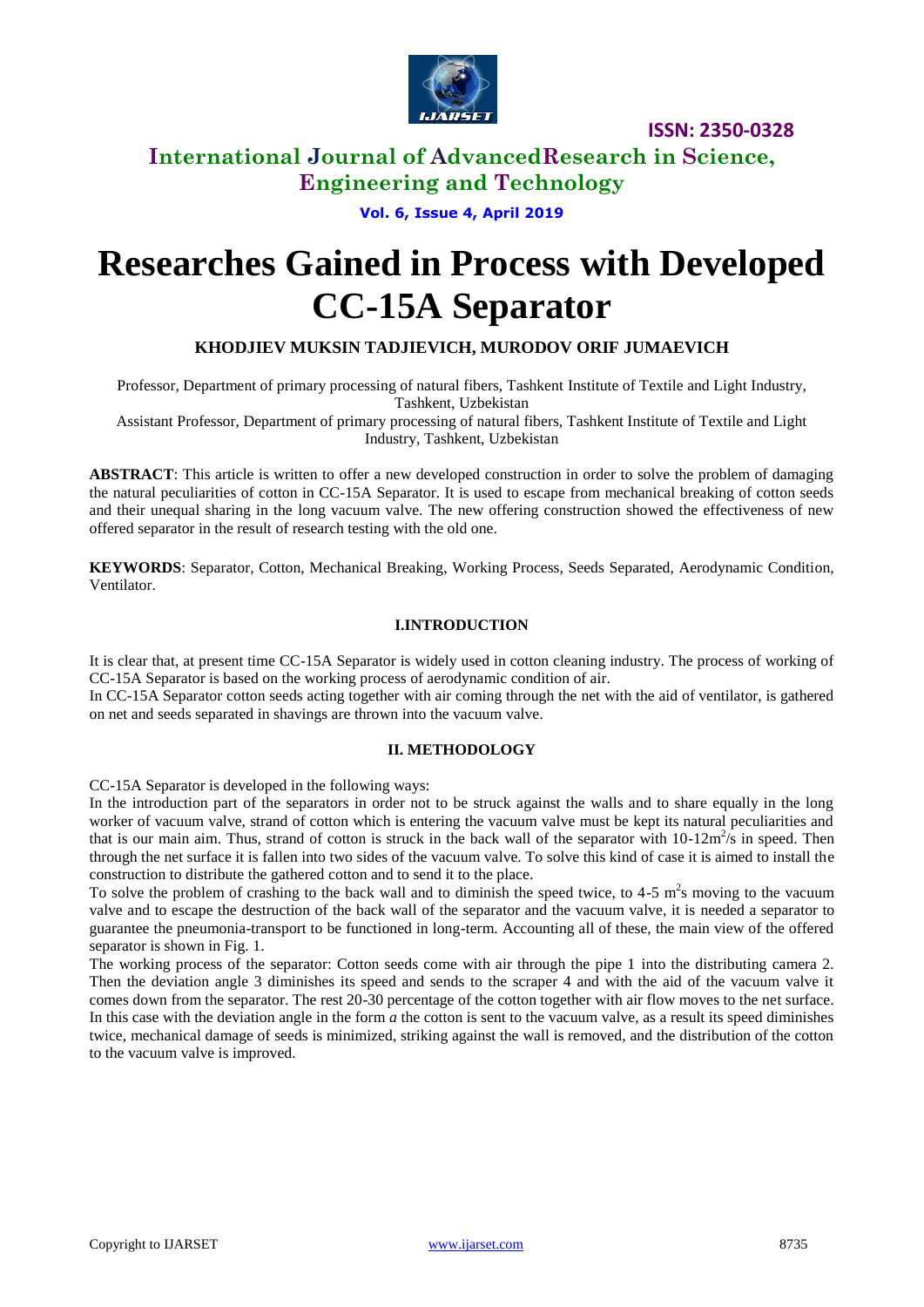# Researches Gained in Process with Developed CC-15A Separator

**KHODJIEV MUKSIN TADJIEVICH, MURODOV ORIF JUMAEVICH**

Professor, Department of primary processing of natural fibers, Tashkent Institute of Textile and Light Industry, Tashkent, Uzbekistan

Assistant Professor, Department of primary processing of natural fibers, Tashkent Institute of Textile and Light Industry, Tashkent, Uzbekistan

**ABSTRACT**: This article is written to offer a new developed construction in order to solve the problem of damaging the natural peculiarities of cotton in CC-15A Separator. It is used to escape from mechanical breaking of cotton seeds and their unequal sharing in the long vacuum valve. The new offering construction showed the effectiveness of new offered separator in the result of research testing with the old one.

**KEYWORDS**: Separator, Cotton, Mechanical Breaking, Working Process, Seeds Separated, Aerodynamic Condition, Ventilator.

## I.INTRODUCTION

It is clear that, at present time CC-15A Separator is widely used in cotton cleaning industry. The process of working of CC-15A Separator is based on the working process of aerodynamic condition of air.

In CC-15A Separator cotton seeds acting together with air coming through the net with the aid of ventilator, is gathered on net and seeds separated in shavings are thrown into the vacuum valve.

## II. METHODOLOGY

CC-15A Separator is developed in the following ways:

In the introduction part of the separators in order not to be struck against the walls and to share equally in the long worker of vacuum valve, strand of cotton which is entering the vacuum valve must be kept its natural peculiarities and that is our main aim. Thus, strand of cotton is struck in the back wall of the separator with 10-12m$^2$/s in speed. Then through the net surface it is fallen into two sides of the vacuum valve. To solve this kind of case it is aimed to install the construction to distribute the gathered cotton and to send it to the place.

To solve the problem of crashing to the back wall and to diminish the speed twice, to 4-5 m$^2$s moving to the vacuum valve and to escape the destruction of the back wall of the separator and the vacuum valve, it is needed a separator to guarantee the pneumonia-transport to be functioned in long-term. Accounting all of these, the main view of the offered separator is shown in Fig. 1.

The working process of the separator: Cotton seeds come with air through the pipe 1 into the distributing camera 2. Then the deviation angle 3 diminishes its speed and sends to the scraper 4 and with the aid of the vacuum valve it comes down from the separator. The rest 20-30 percentage of the cotton together with air flow moves to the net surface. In this case with the deviation angle in the form *a* the cotton is sent to the vacuum valve, as a result its speed diminishes twice, mechanical damage of seeds is minimized, striking against the wall is removed, and the distribution of the cotton to the vacuum valve is improved.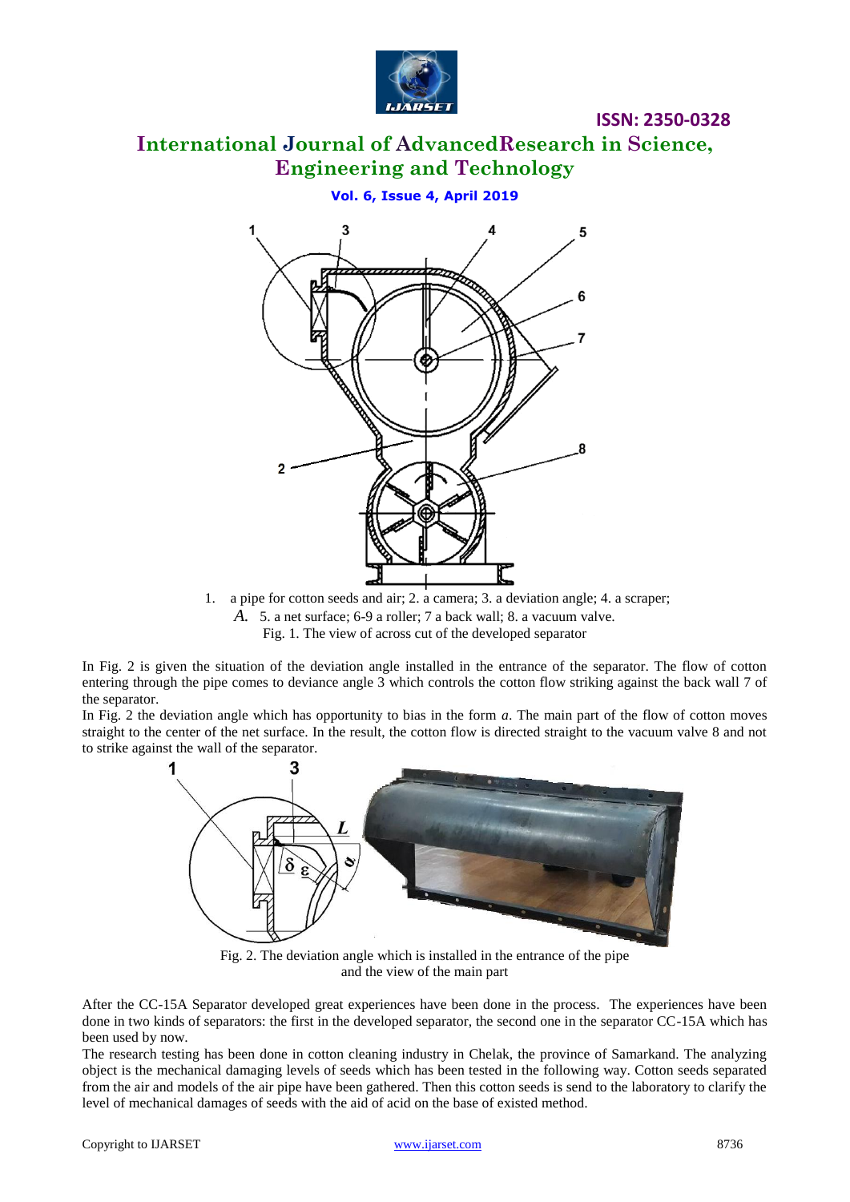1. a pipe for cotton seeds and air; 2. a camera; 3. a deviation angle; 4. a scraper;

*A.* 5. a net surface; 6-9 a roller; 7 a back wall; 8. a vacuum valve.

Fig. 1. The view of across cut of the developed separator

In Fig. 2 is given the situation of the deviation angle installed in the entrance of the separator. The flow of cotton entering through the pipe comes to deviance angle 3 which controls the cotton flow striking against the back wall 7 of the separator.

In Fig. 2 the deviation angle which has opportunity to bias in the form *a*. The main part of the flow of cotton moves straight to the center of the net surface. In the result, the cotton flow is directed straight to the vacuum valve 8 and not to strike against the wall of the separator.

Fig. 2. The deviation angle which is installed in the entrance of the pipe and the view of the main part

After the CC-15A Separator developed great experiences have been done in the process. The experiences have been done in two kinds of separators: the first in the developed separator, the second one in the separator CC-15A which has been used by now.

The research testing has been done in cotton cleaning industry in Chelak, the province of Samarkand. The analyzing object is the mechanical damaging levels of seeds which has been tested in the following way. Cotton seeds separated from the air and models of the air pipe have been gathered. Then this cotton seeds is send to the laboratory to clarify the level of mechanical damages of seeds with the aid of acid on the base of existed method.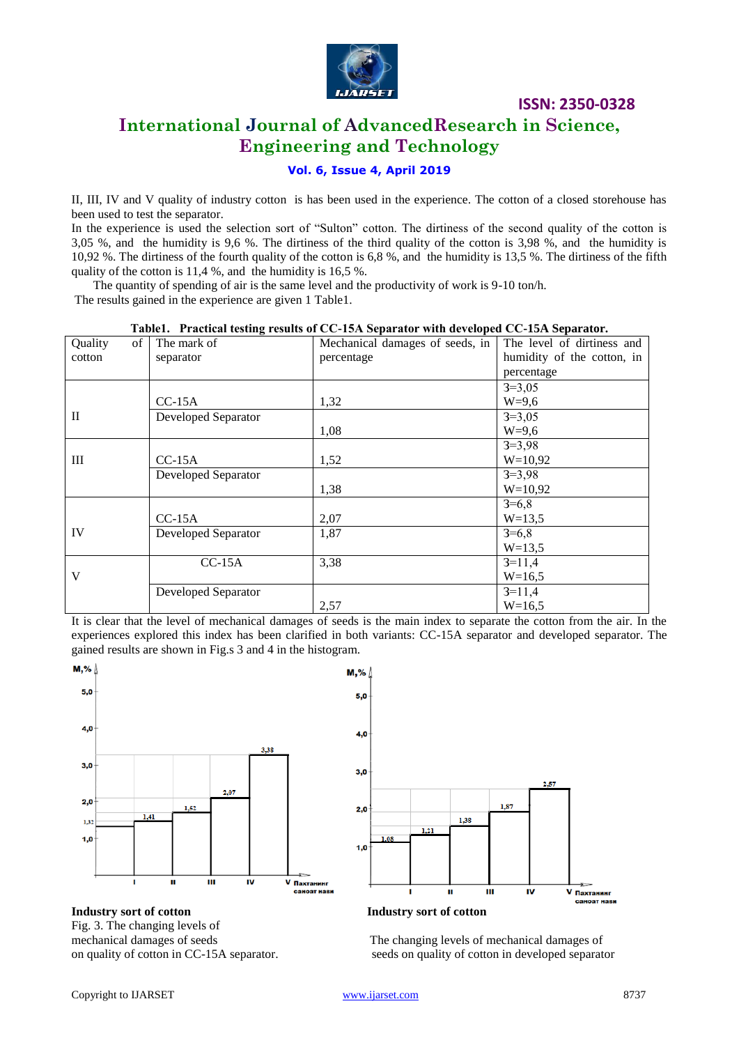II, III, IV and V quality of industry cotton is has been used in the experience. The cotton of a closed storehouse has been used to test the separator.

In the experience is used the selection sort of "Sulton" cotton. The dirtiness of the second quality of the cotton is 3,05 %, and the humidity is 9,6 %. The dirtiness of the third quality of the cotton is 3,98 %, and the humidity is 10,92 %. The dirtiness of the fourth quality of the cotton is 6,8 %, and the humidity is 13,5 %. The dirtiness of the fifth quality of the cotton is 11,4 %, and the humidity is 16,5 %.

The quantity of spending of air is the same level and the productivity of work is 9-10 ton/h.

The results gained in the experience are given 1 Table1.

**Table1. Practical testing results of CC-15A Separator with developed CC-15A Separator.**

| Quality of cotton | The mark of separator | Mechanical damages of seeds, in percentage | The level of dirtiness and humidity of the cotton, in percentage |
|---|---|---|---|
| II | CC-15A | 1,32 | З=3,05 W=9,6 |
| | Developed Separator | 1,08 | З=3,05 W=9,6 |
| III | CC-15A | 1,52 | З=3,98 W=10,92 |
| | Developed Separator | 1,38 | З=3,98 W=10,92 |
| IV | CC-15A | 2,07 | З=6,8 W=13,5 |
| | Developed Separator | 1,87 | З=6,8 W=13,5 |
| V | CC-15A | 3,38 | З=11,4 W=16,5 |
| | Developed Separator | 2,57 | З=11,4 W=16,5 |

It is clear that the level of mechanical damages of seeds is the main index to separate the cotton from the air. In the experiences explored this index has been clarified in both variants: CC-15A separator and developed separator. The gained results are shown in Fig.s 3 and 4 in the histogram.

**Industry sort of cotton**

Fig. 3. The changing levels of mechanical damages of seeds on quality of cotton in CC-15A separator.

**Industry sort of cotton**

The changing levels of mechanical damages of seeds on quality of cotton in developed separator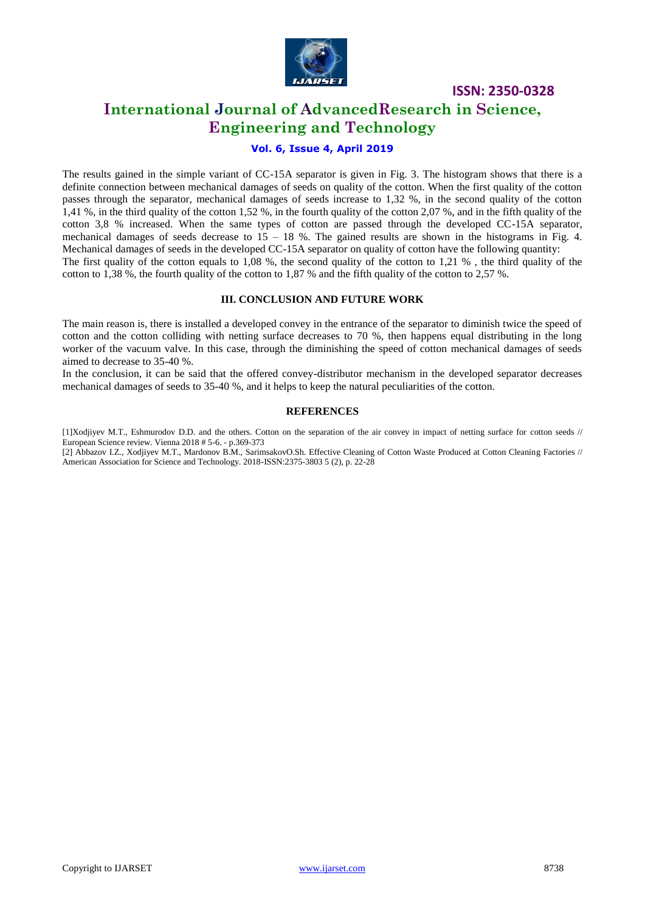The results gained in the simple variant of CC-15A separator is given in Fig. 3. The histogram shows that there is a definite connection between mechanical damages of seeds on quality of the cotton. When the first quality of the cotton passes through the separator, mechanical damages of seeds increase to 1,32 %, in the second quality of the cotton 1,41 %, in the third quality of the cotton 1,52 %, in the fourth quality of the cotton 2,07 %, and in the fifth quality of the cotton 3,8 % increased. When the same types of cotton are passed through the developed CC-15A separator, mechanical damages of seeds decrease to 15 – 18 %. The gained results are shown in the histograms in Fig. 4. Mechanical damages of seeds in the developed CC-15A separator on quality of cotton have the following quantity:

The first quality of the cotton equals to 1,08 %, the second quality of the cotton to 1,21 % , the third quality of the cotton to 1,38 %, the fourth quality of the cotton to 1,87 % and the fifth quality of the cotton to 2,57 %.

## III. CONCLUSION AND FUTURE WORK

The main reason is, there is installed a developed convey in the entrance of the separator to diminish twice the speed of cotton and the cotton colliding with netting surface decreases to 70 %, then happens equal distributing in the long worker of the vacuum valve. In this case, through the diminishing the speed of cotton mechanical damages of seeds aimed to decrease to 35-40 %.

In the conclusion, it can be said that the offered convey-distributor mechanism in the developed separator decreases mechanical damages of seeds to 35-40 %, and it helps to keep the natural peculiarities of the cotton.

## REFERENCES

[1]Xodjiyev M.T., Eshmurodov D.D. and the others. Cotton on the separation of the air convey in impact of netting surface for cotton seeds // European Science review. Vienna 2018 # 5-6. - p.369-373

[2] Abbazov I.Z., Xodjiyev M.T., Mardonov B.M., SarimsakovO.Sh. Effective Cleaning of Cotton Waste Produced at Cotton Cleaning Factories // American Association for Science and Technology. 2018-ISSN:2375-3803 5 (2), p. 22-28